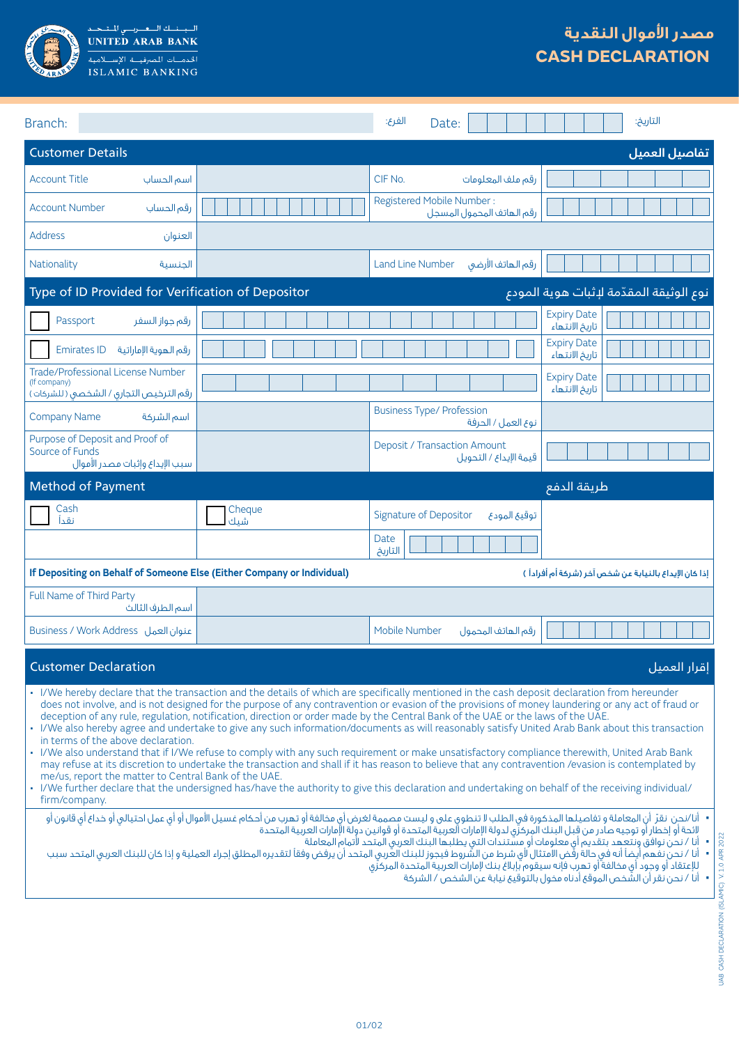البنك العربي المتحد
UNITED ARAB BANK
الخدمات المصرفية الإسلامية
ISLAMIC BANKING

# مصدر الأموال النقدية
# CASH DECLARATION

| Branch: | الفرع: | Date: | التاريخ: |
|---|---|---|---|

## Customer Details تفاصيل العميل

| | | | |
|---|---|---|---|
| Account Title اسم الحساب | | CIF No. رقم ملف المعلومات | |
| Account Number رقم الحساب | | Registered Mobile Number : رقم الهاتف المحمول المسجل | |
| Address العنوان | | | |
| Nationality الجنسية | | Land Line Number رقم الهاتف الأرضي | |

## Type of ID Provided for Verification of Depositor نوع الوثيقة المقدّمة لإثبات هوية المودع

| | | | |
|---|---|---|---|
| ☐ Passport رقم جواز السفر | | Expiry Date تاريخ الانتهاء | |
| ☐ Emirates ID رقم الهوية الإماراتية | | Expiry Date تاريخ الانتهاء | |
| Trade/Professional License Number (If company) رقم الترخيص التجاري / الشخصي ( للشركات ) | | Expiry Date تاريخ الانتهاء | |
| Company Name اسم الشركة | | Business Type/ Profession نوع العمل / الحرفة | |
| Purpose of Deposit and Proof of Source of Funds سبب الإيداع وإثبات مصدر الأموال | | Deposit / Transaction Amount قيمة الإيداع / التحويل | |

## Method of Payment طريقة الدفع

| | | | |
|---|---|---|---|
| ☐ Cash نقداً | ☐ Cheque شيك | Signature of Depositor توقيع المودع | |
| | | Date التاريخ | |

**If Depositing on Behalf of Someone Else (Either Company or Individual)** **إذا كان الإيداع بالنيابة عن شخص آخر (شركة أم أفراداً )**

| | | | |
|---|---|---|---|
| Full Name of Third Party اسم الطرف الثالث | | | |
| Business / Work Address عنوان العمل | | Mobile Number رقم الهاتف المحمول | |

## Customer Declaration إقرار العميل

- I/We hereby declare that the transaction and the details of which are specifically mentioned in the cash deposit declaration from hereunder does not involve, and is not designed for the purpose of any contravention or evasion of the provisions of money laundering or any act of fraud or deception of any rule, regulation, notification, direction or order made by the Central Bank of the UAE or the laws of the UAE.
- I/We also hereby agree and undertake to give any such information/documents as will reasonably satisfy United Arab Bank about this transaction in terms of the above declaration.
- I/We also understand that if I/We refuse to comply with any such requirement or make unsatisfactory compliance therewith, United Arab Bank may refuse at its discretion to undertake the transaction and shall if it has reason to believe that any contravention /evasion is contemplated by me/us, report the matter to Central Bank of the UAE.
- I/We further declare that the undersigned has/have the authority to give this declaration and undertaking on behalf of the receiving individual/ firm/company.

- أنا/نحن نقرّ أن المعاملة و تفاصيلها المذكورة في الطلب لا تنطوي على و ليست مصممة لغرض أي مخالفة أو تهرب من أحكام غسيل الأموال أو أي عمل احتيالي أو خداع أي قانون أو لائحة أو إخطار أو توجيه صادر من قبل البنك المركزي لدولة الإمارات العربية المتحدة أو قوانين دولة الإمارات العربية المتحدة
- أنا / نحن نوافق ونتعهد بتقديم أي معلومات أو مستندات التي يطلبها البنك العربي المتحد لأتمام المعاملة
- أنا / نحن نفهم أيضاً أنه في حالة رفض الامتثال لأي شرط من الشروط فيجوز للبنك العربي المتحد أن يرفض وفقاً لتقديره المطلق إجراء العملية و إذا كان للبنك العربي المتحد سبب للإعتقاد أو وجود أي مخالفة أو تهرب فإنه سيقوم بإبلاغ بنك لإمارات العربية المتحدة المركزي
- أنا / نحن نقر أن الشخص الموقع أدناه مخول بالتوقيع نيابة عن الشخص / الشركة

UAB CASH DECLARATION (ISLAMIC) V. 1.0 APR 2022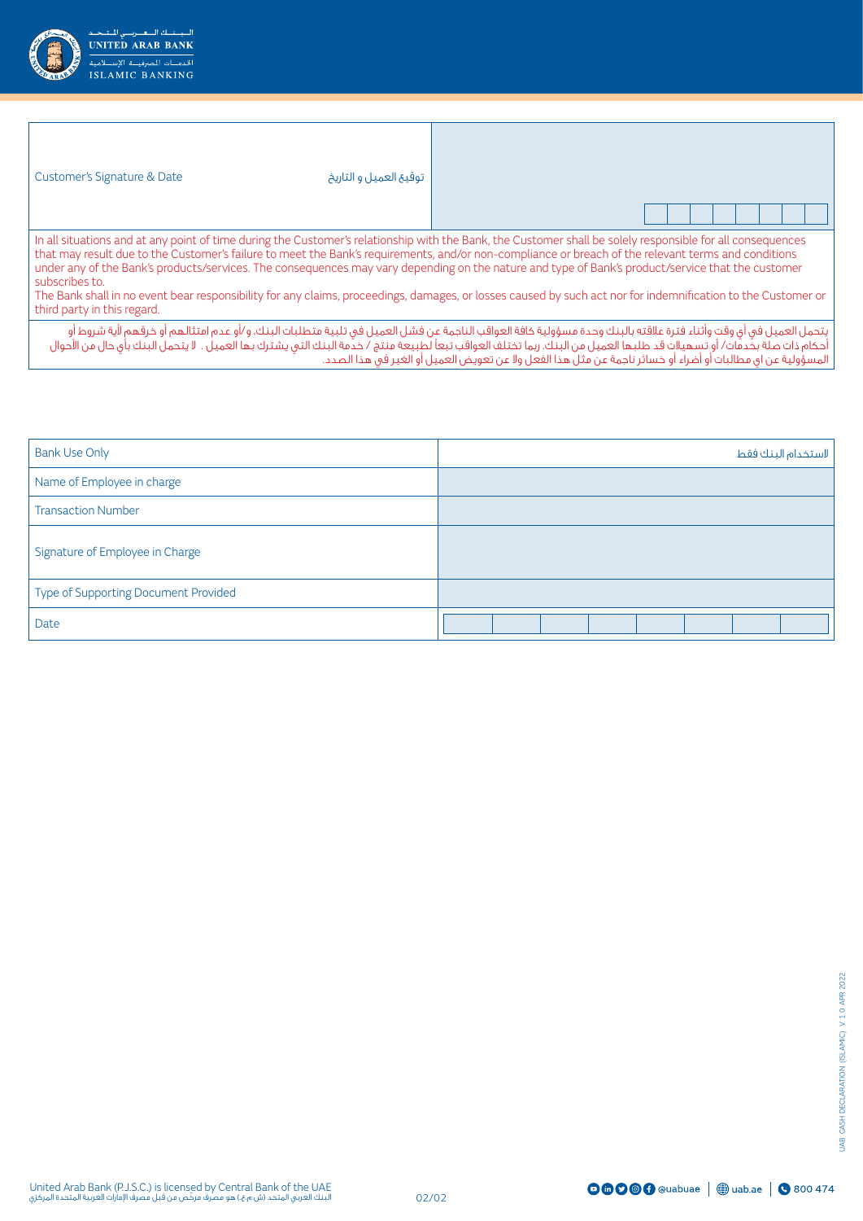| | | |
|---|---|---|
| Customer's Signature & Date | توقيع العميل و التاريخ | |

In all situations and at any point of time during the Customer's relationship with the Bank, the Customer shall be solely responsible for all consequences that may result due to the Customer's failure to meet the Bank's requirements, and/or non-compliance or breach of the relevant terms and conditions under any of the Bank's products/services. The consequences may vary depending on the nature and type of Bank's product/service that the customer subscribes to.

The Bank shall in no event bear responsibility for any claims, proceedings, damages, or losses caused by such act nor for indemnification to the Customer or third party in this regard.

يتحمل العميل في أي وقت وأثناء فترة علاقته بالبنك وحدة مسؤولية كافة العواقب الناجمة عن فشل العميل في تلبية متطلبات البنك، و/أو عدم امتثالهم أو خرقهم لأية شروط أو أحكام ذات صلة بخدمات/ أو تسهيلات قد طلبها العميل من البنك. ربما تختلف العواقب تبعاً لطبيعة منتج / خدمة البنك التي يشترك بها العميل . لا يتحمل البنك بأي حال من الأحوال المسؤولية عن اي مطالبات أو أضراء أو خسائر ناجمة عن مثل هذا الفعل ولا عن تعويض العميل أو الغير في هذا الصدد.

| Bank Use Only | لاستخدام البنك فقط |
|---|---|
| Name of Employee in charge | |
| Transaction Number | |
| Signature of Employee in Charge | |
| Type of Supporting Document Provided | |
| Date | |

United Arab Bank (P.J.S.C.) is licensed by Central Bank of the UAE
البنك العربي المتحد (ش.م.ع.) هو مصرف مرخص من قبل مصرف الإمارات العربية المتحدة المركزي

@uabuae | uab.ae | 800 474

UAB CASH DECLARATION (ISLAMIC) V. 1.0 APR 2022